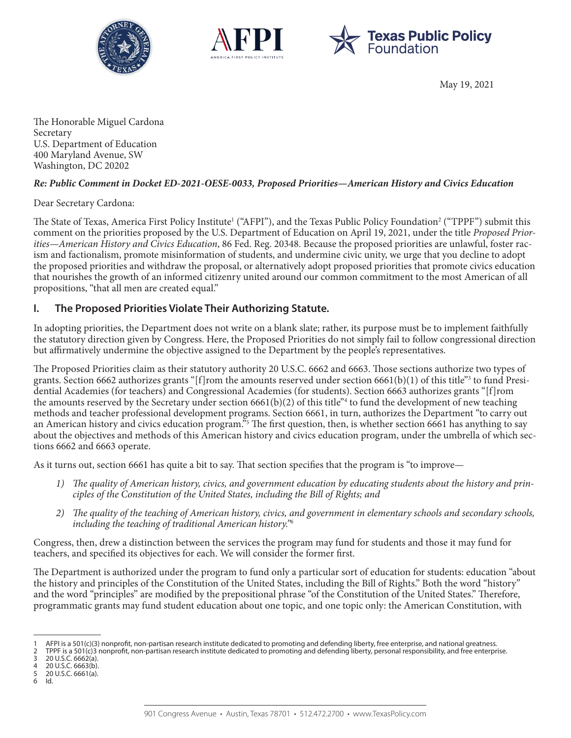May 19, 2021

The Honorable Miguel Cardona
Secretary
U.S. Department of Education
400 Maryland Avenue, SW
Washington, DC 20202

***Re: Public Comment in Docket ED-2021-OESE-0033, Proposed Priorities—American History and Civics Education***

Dear Secretary Cardona:

The State of Texas, America First Policy Institute[1] ("AFPI"), and the Texas Public Policy Foundation[2] ("TPPF") submit this comment on the priorities proposed by the U.S. Department of Education on April 19, 2021, under the title *Proposed Priorities—American History and Civics Education*, 86 Fed. Reg. 20348. Because the proposed priorities are unlawful, foster racism and factionalism, promote misinformation of students, and undermine civic unity, we urge that you decline to adopt the proposed priorities and withdraw the proposal, or alternatively adopt proposed priorities that promote civics education that nourishes the growth of an informed citizenry united around our common commitment to the most American of all propositions, "that all men are created equal."

## I. The Proposed Priorities Violate Their Authorizing Statute.

In adopting priorities, the Department does not write on a blank slate; rather, its purpose must be to implement faithfully the statutory direction given by Congress. Here, the Proposed Priorities do not simply fail to follow congressional direction but affirmatively undermine the objective assigned to the Department by the people's representatives.

The Proposed Priorities claim as their statutory authority 20 U.S.C. 6662 and 6663. Those sections authorize two types of grants. Section 6662 authorizes grants "[f]rom the amounts reserved under section 6661(b)(1) of this title"[3] to fund Presidential Academies (for teachers) and Congressional Academies (for students). Section 6663 authorizes grants "[f]rom the amounts reserved by the Secretary under section 6661(b)(2) of this title"[4] to fund the development of new teaching methods and teacher professional development programs. Section 6661, in turn, authorizes the Department "to carry out an American history and civics education program."[5] The first question, then, is whether section 6661 has anything to say about the objectives and methods of this American history and civics education program, under the umbrella of which sections 6662 and 6663 operate.

As it turns out, section 6661 has quite a bit to say. That section specifies that the program is "to improve—

1) *The quality of American history, civics, and government education by educating students about the history and principles of the Constitution of the United States, including the Bill of Rights; and*
2) *The quality of the teaching of American history, civics, and government in elementary schools and secondary schools, including the teaching of traditional American history."*[6]

Congress, then, drew a distinction between the services the program may fund for students and those it may fund for teachers, and specified its objectives for each. We will consider the former first.

The Department is authorized under the program to fund only a particular sort of education for students: education "about the history and principles of the Constitution of the United States, including the Bill of Rights." Both the word "history" and the word "principles" are modified by the prepositional phrase "of the Constitution of the United States." Therefore, programmatic grants may fund student education about one topic, and one topic only: the American Constitution, with

---

1 AFPI is a 501(c)(3) nonprofit, non-partisan research institute dedicated to promoting and defending liberty, free enterprise, and national greatness.
2 TPPF is a 501(c)3 nonprofit, non-partisan research institute dedicated to promoting and defending liberty, personal responsibility, and free enterprise.
3 20 U.S.C. 6662(a).
4 20 U.S.C. 6663(b).
5 20 U.S.C. 6661(a).
6 Id.

901 Congress Avenue • Austin, Texas 78701 • 512.472.2700 • www.TexasPolicy.com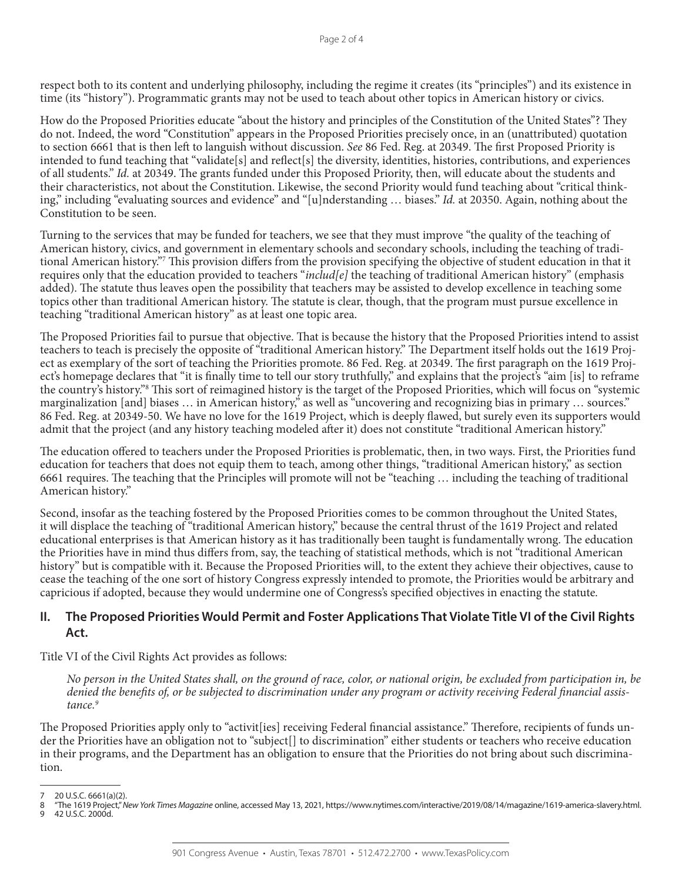respect both to its content and underlying philosophy, including the regime it creates (its "principles") and its existence in time (its "history"). Programmatic grants may not be used to teach about other topics in American history or civics.

How do the Proposed Priorities educate "about the history and principles of the Constitution of the United States"? They do not. Indeed, the word "Constitution" appears in the Proposed Priorities precisely once, in an (unattributed) quotation to section 6661 that is then left to languish without discussion. *See* 86 Fed. Reg. at 20349. The first Proposed Priority is intended to fund teaching that "validate[s] and reflect[s] the diversity, identities, histories, contributions, and experiences of all students." *Id.* at 20349. The grants funded under this Proposed Priority, then, will educate about the students and their characteristics, not about the Constitution. Likewise, the second Priority would fund teaching about "critical thinking," including "evaluating sources and evidence" and "[u]nderstanding … biases." *Id.* at 20350. Again, nothing about the Constitution to be seen.

Turning to the services that may be funded for teachers, we see that they must improve "the quality of the teaching of American history, civics, and government in elementary schools and secondary schools, including the teaching of traditional American history."[7] This provision differs from the provision specifying the objective of student education in that it requires only that the education provided to teachers "*includ[e]* the teaching of traditional American history" (emphasis added). The statute thus leaves open the possibility that teachers may be assisted to develop excellence in teaching some topics other than traditional American history. The statute is clear, though, that the program must pursue excellence in teaching "traditional American history" as at least one topic area.

The Proposed Priorities fail to pursue that objective. That is because the history that the Proposed Priorities intend to assist teachers to teach is precisely the opposite of "traditional American history." The Department itself holds out the 1619 Project as exemplary of the sort of teaching the Priorities promote. 86 Fed. Reg. at 20349. The first paragraph on the 1619 Project's homepage declares that "it is finally time to tell our story truthfully," and explains that the project's "aim [is] to reframe the country's history."[8] This sort of reimagined history is the target of the Proposed Priorities, which will focus on "systemic marginalization [and] biases … in American history," as well as "uncovering and recognizing bias in primary … sources." 86 Fed. Reg. at 20349-50. We have no love for the 1619 Project, which is deeply flawed, but surely even its supporters would admit that the project (and any history teaching modeled after it) does not constitute "traditional American history."

The education offered to teachers under the Proposed Priorities is problematic, then, in two ways. First, the Priorities fund education for teachers that does not equip them to teach, among other things, "traditional American history," as section 6661 requires. The teaching that the Principles will promote will not be "teaching … including the teaching of traditional American history."

Second, insofar as the teaching fostered by the Proposed Priorities comes to be common throughout the United States, it will displace the teaching of "traditional American history," because the central thrust of the 1619 Project and related educational enterprises is that American history as it has traditionally been taught is fundamentally wrong. The education the Priorities have in mind thus differs from, say, the teaching of statistical methods, which is not "traditional American history" but is compatible with it. Because the Proposed Priorities will, to the extent they achieve their objectives, cause to cease the teaching of the one sort of history Congress expressly intended to promote, the Priorities would be arbitrary and capricious if adopted, because they would undermine one of Congress's specified objectives in enacting the statute.

## II. The Proposed Priorities Would Permit and Foster Applications That Violate Title VI of the Civil Rights Act.

Title VI of the Civil Rights Act provides as follows:

> *No person in the United States shall, on the ground of race, color, or national origin, be excluded from participation in, be denied the benefits of, or be subjected to discrimination under any program or activity receiving Federal financial assistance.*[9]

The Proposed Priorities apply only to "activit[ies] receiving Federal financial assistance." Therefore, recipients of funds under the Priorities have an obligation not to "subject[] to discrimination" either students or teachers who receive education in their programs, and the Department has an obligation to ensure that the Priorities do not bring about such discrimination.

---

7 20 U.S.C. 6661(a)(2).

8 "The 1619 Project," *New York Times Magazine* online, accessed May 13, 2021, https://www.nytimes.com/interactive/2019/08/14/magazine/1619-america-slavery.html.

9 42 U.S.C. 2000d.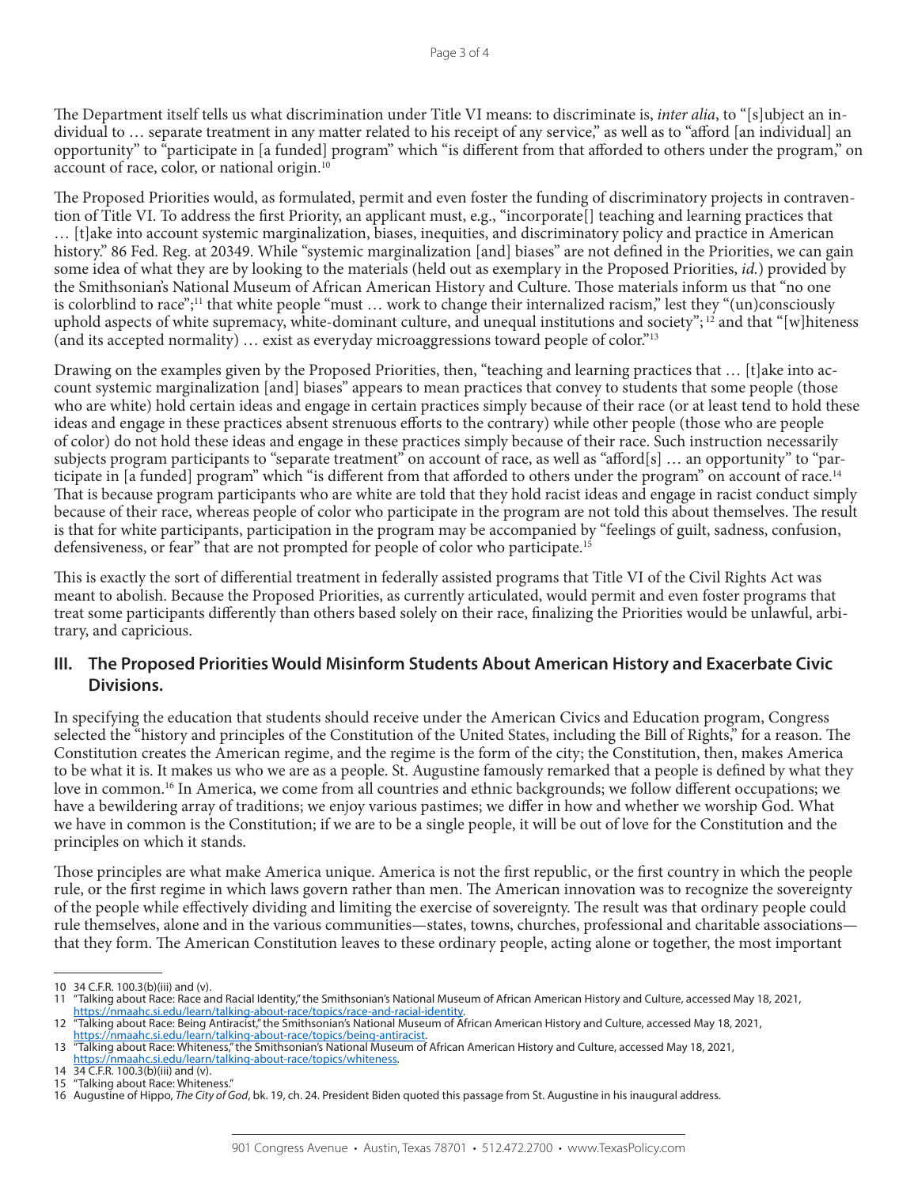The Department itself tells us what discrimination under Title VI means: to discriminate is, *inter alia*, to "[s]ubject an individual to … separate treatment in any matter related to his receipt of any service," as well as to "afford [an individual] an opportunity" to "participate in [a funded] program" which "is different from that afforded to others under the program," on account of race, color, or national origin.[10]

The Proposed Priorities would, as formulated, permit and even foster the funding of discriminatory projects in contravention of Title VI. To address the first Priority, an applicant must, e.g., "incorporate[] teaching and learning practices that … [t]ake into account systemic marginalization, biases, inequities, and discriminatory policy and practice in American history." 86 Fed. Reg. at 20349. While "systemic marginalization [and] biases" are not defined in the Priorities, we can gain some idea of what they are by looking to the materials (held out as exemplary in the Proposed Priorities, *id.*) provided by the Smithsonian's National Museum of African American History and Culture. Those materials inform us that "no one is colorblind to race";[11] that white people "must … work to change their internalized racism," lest they "(un)consciously uphold aspects of white supremacy, white-dominant culture, and unequal institutions and society";[12] and that "[w]hiteness (and its accepted normality) … exist as everyday microaggressions toward people of color."[13]

Drawing on the examples given by the Proposed Priorities, then, "teaching and learning practices that … [t]ake into account systemic marginalization [and] biases" appears to mean practices that convey to students that some people (those who are white) hold certain ideas and engage in certain practices simply because of their race (or at least tend to hold these ideas and engage in these practices absent strenuous efforts to the contrary) while other people (those who are people of color) do not hold these ideas and engage in these practices simply because of their race. Such instruction necessarily subjects program participants to "separate treatment" on account of race, as well as "afford[s] … an opportunity" to "participate in [a funded] program" which "is different from that afforded to others under the program" on account of race.[14] That is because program participants who are white are told that they hold racist ideas and engage in racist conduct simply because of their race, whereas people of color who participate in the program are not told this about themselves. The result is that for white participants, participation in the program may be accompanied by "feelings of guilt, sadness, confusion, defensiveness, or fear" that are not prompted for people of color who participate.[15]

This is exactly the sort of differential treatment in federally assisted programs that Title VI of the Civil Rights Act was meant to abolish. Because the Proposed Priorities, as currently articulated, would permit and even foster programs that treat some participants differently than others based solely on their race, finalizing the Priorities would be unlawful, arbitrary, and capricious.

## III. The Proposed Priorities Would Misinform Students About American History and Exacerbate Civic Divisions.

In specifying the education that students should receive under the American Civics and Education program, Congress selected the "history and principles of the Constitution of the United States, including the Bill of Rights," for a reason. The Constitution creates the American regime, and the regime is the form of the city; the Constitution, then, makes America to be what it is. It makes us who we are as a people. St. Augustine famously remarked that a people is defined by what they love in common.[16] In America, we come from all countries and ethnic backgrounds; we follow different occupations; we have a bewildering array of traditions; we enjoy various pastimes; we differ in how and whether we worship God. What we have in common is the Constitution; if we are to be a single people, it will be out of love for the Constitution and the principles on which it stands.

Those principles are what make America unique. America is not the first republic, or the first country in which the people rule, or the first regime in which laws govern rather than men. The American innovation was to recognize the sovereignty of the people while effectively dividing and limiting the exercise of sovereignty. The result was that ordinary people could rule themselves, alone and in the various communities—states, towns, churches, professional and charitable associations—that they form. The American Constitution leaves to these ordinary people, acting alone or together, the most important

---

10 34 C.F.R. 100.3(b)(iii) and (v).

11 "Talking about Race: Race and Racial Identity," the Smithsonian's National Museum of African American History and Culture, accessed May 18, 2021, https://nmaahc.si.edu/learn/talking-about-race/topics/race-and-racial-identity.

12 "Talking about Race: Being Antiracist," the Smithsonian's National Museum of African American History and Culture, accessed May 18, 2021, https://nmaahc.si.edu/learn/talking-about-race/topics/being-antiracist.

13 "Talking about Race: Whiteness," the Smithsonian's National Museum of African American History and Culture, accessed May 18, 2021, https://nmaahc.si.edu/learn/talking-about-race/topics/whiteness.

14 34 C.F.R. 100.3(b)(iii) and (v).

15 "Talking about Race: Whiteness."

16 Augustine of Hippo, *The City of God*, bk. 19, ch. 24. President Biden quoted this passage from St. Augustine in his inaugural address.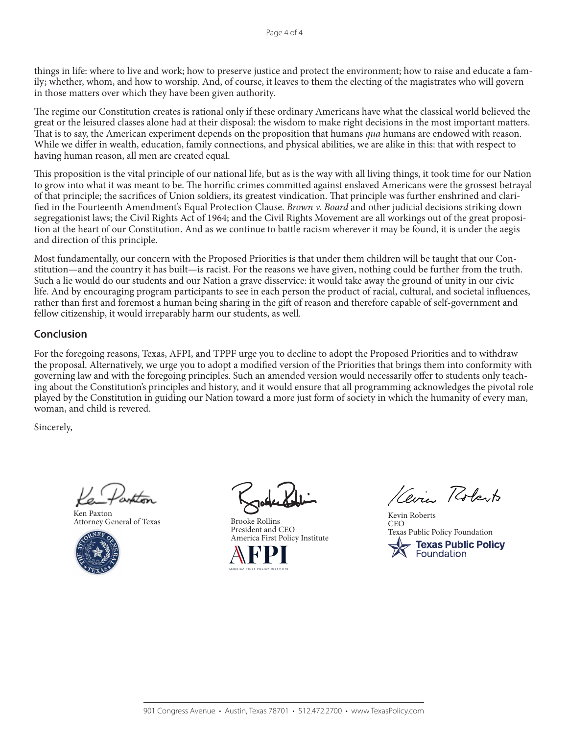things in life: where to live and work; how to preserve justice and protect the environment; how to raise and educate a family; whether, whom, and how to worship. And, of course, it leaves to them the electing of the magistrates who will govern in those matters over which they have been given authority.

The regime our Constitution creates is rational only if these ordinary Americans have what the classical world believed the great or the leisured classes alone had at their disposal: the wisdom to make right decisions in the most important matters. That is to say, the American experiment depends on the proposition that humans *qua* humans are endowed with reason. While we differ in wealth, education, family connections, and physical abilities, we are alike in this: that with respect to having human reason, all men are created equal.

This proposition is the vital principle of our national life, but as is the way with all living things, it took time for our Nation to grow into what it was meant to be. The horrific crimes committed against enslaved Americans were the grossest betrayal of that principle; the sacrifices of Union soldiers, its greatest vindication. That principle was further enshrined and clarified in the Fourteenth Amendment's Equal Protection Clause. *Brown v. Board* and other judicial decisions striking down segregationist laws; the Civil Rights Act of 1964; and the Civil Rights Movement are all workings out of the great proposition at the heart of our Constitution. And as we continue to battle racism wherever it may be found, it is under the aegis and direction of this principle.

Most fundamentally, our concern with the Proposed Priorities is that under them children will be taught that our Constitution—and the country it has built—is racist. For the reasons we have given, nothing could be further from the truth. Such a lie would do our students and our Nation a grave disservice: it would take away the ground of unity in our civic life. And by encouraging program participants to see in each person the product of racial, cultural, and societal influences, rather than first and foremost a human being sharing in the gift of reason and therefore capable of self-government and fellow citizenship, it would irreparably harm our students, as well.

## Conclusion

For the foregoing reasons, Texas, AFPI, and TPPF urge you to decline to adopt the Proposed Priorities and to withdraw the proposal. Alternatively, we urge you to adopt a modified version of the Priorities that brings them into conformity with governing law and with the foregoing principles. Such an amended version would necessarily offer to students only teaching about the Constitution's principles and history, and it would ensure that all programming acknowledges the pivotal role played by the Constitution in guiding our Nation toward a more just form of society in which the humanity of every man, woman, and child is revered.

Sincerely,

Ken Paxton
Attorney General of Texas

Brooke Rollins
President and CEO
America First Policy Institute

Kevin Roberts
CEO
Texas Public Policy Foundation